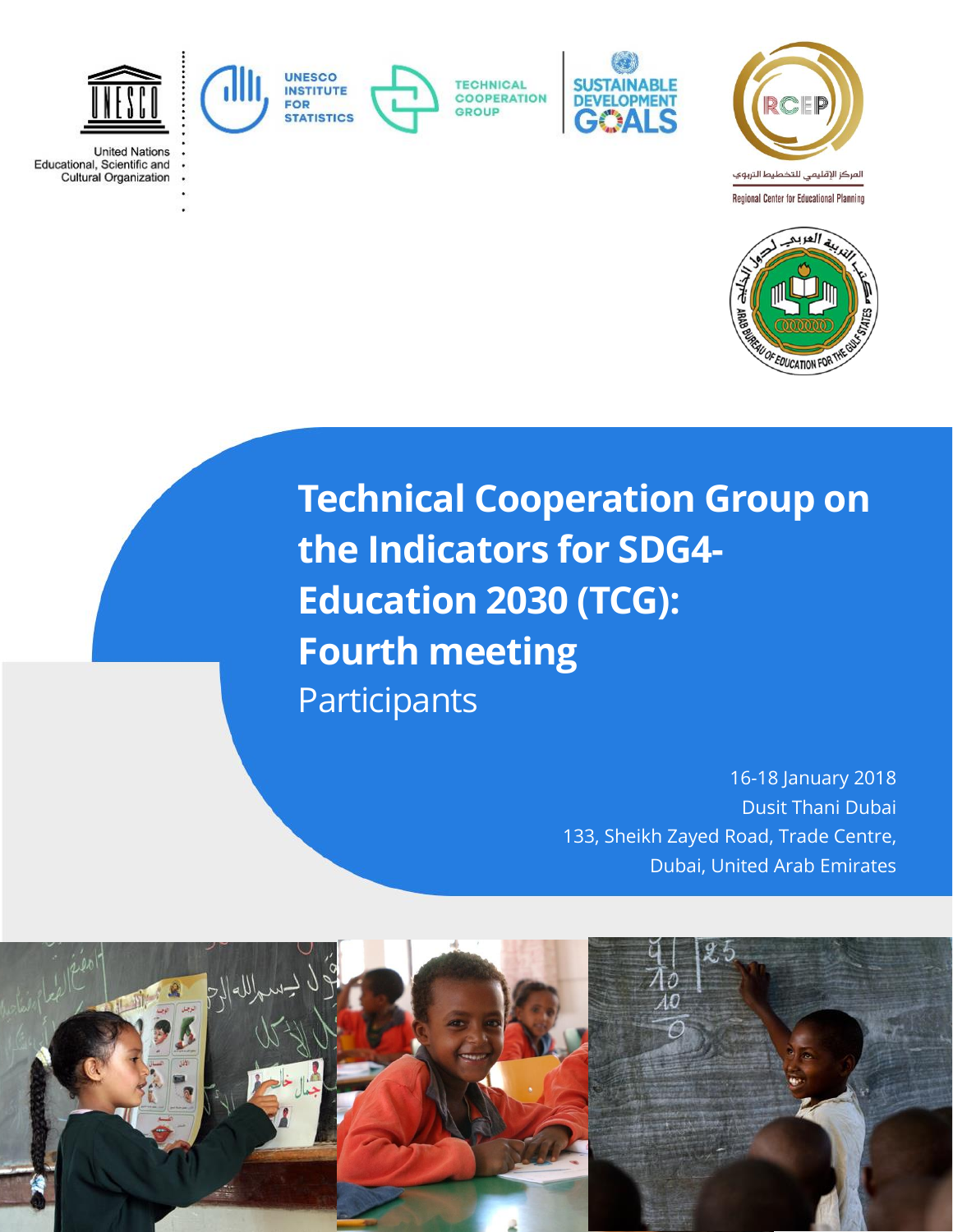United Nations
Educational, Scientific and
Cultural Organization

UNESCO INSTITUTE FOR STATISTICS

TECHNICAL COOPERATION GROUP

SUSTAINABLE DEVELOPMENT GOALS

المركز الإقليمي للتخطيط التربوي

Regional Center for Educational Planning

# Technical Cooperation Group on the Indicators for SDG4-Education 2030 (TCG): Fourth meeting

## Participants

16-18 January 2018
Dusit Thani Dubai
133, Sheikh Zayed Road, Trade Centre,
Dubai, United Arab Emirates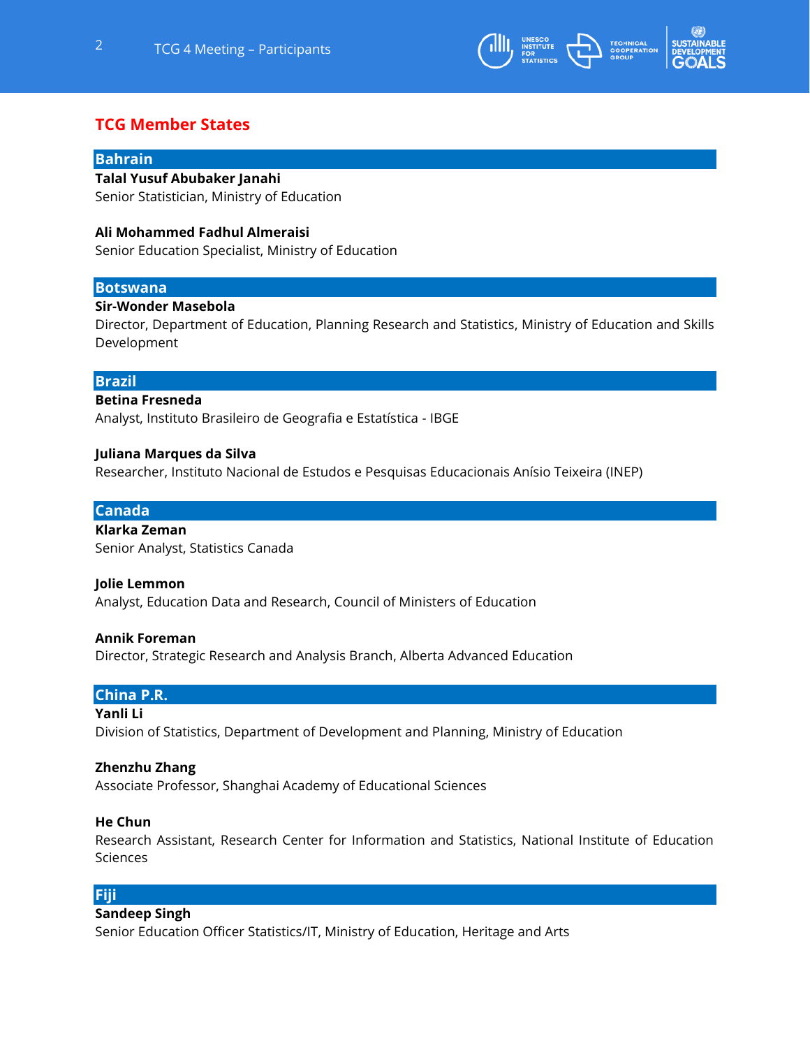## TCG Member States

### Bahrain

**Talal Yusuf Abubaker Janahi**
Senior Statistician, Ministry of Education

**Ali Mohammed Fadhul Almeraisi**
Senior Education Specialist, Ministry of Education

### Botswana

**Sir-Wonder Masebola**
Director, Department of Education, Planning Research and Statistics, Ministry of Education and Skills Development

### Brazil

**Betina Fresneda**
Analyst, Instituto Brasileiro de Geografia e Estatística - IBGE

**Juliana Marques da Silva**
Researcher, Instituto Nacional de Estudos e Pesquisas Educacionais Anísio Teixeira (INEP)

### Canada

**Klarka Zeman**
Senior Analyst, Statistics Canada

**Jolie Lemmon**
Analyst, Education Data and Research, Council of Ministers of Education

**Annik Foreman**
Director, Strategic Research and Analysis Branch, Alberta Advanced Education

### China P.R.

**Yanli Li**
Division of Statistics, Department of Development and Planning, Ministry of Education

**Zhenzhu Zhang**
Associate Professor, Shanghai Academy of Educational Sciences

**He Chun**
Research Assistant, Research Center for Information and Statistics, National Institute of Education Sciences

### Fiji

**Sandeep Singh**
Senior Education Officer Statistics/IT, Ministry of Education, Heritage and Arts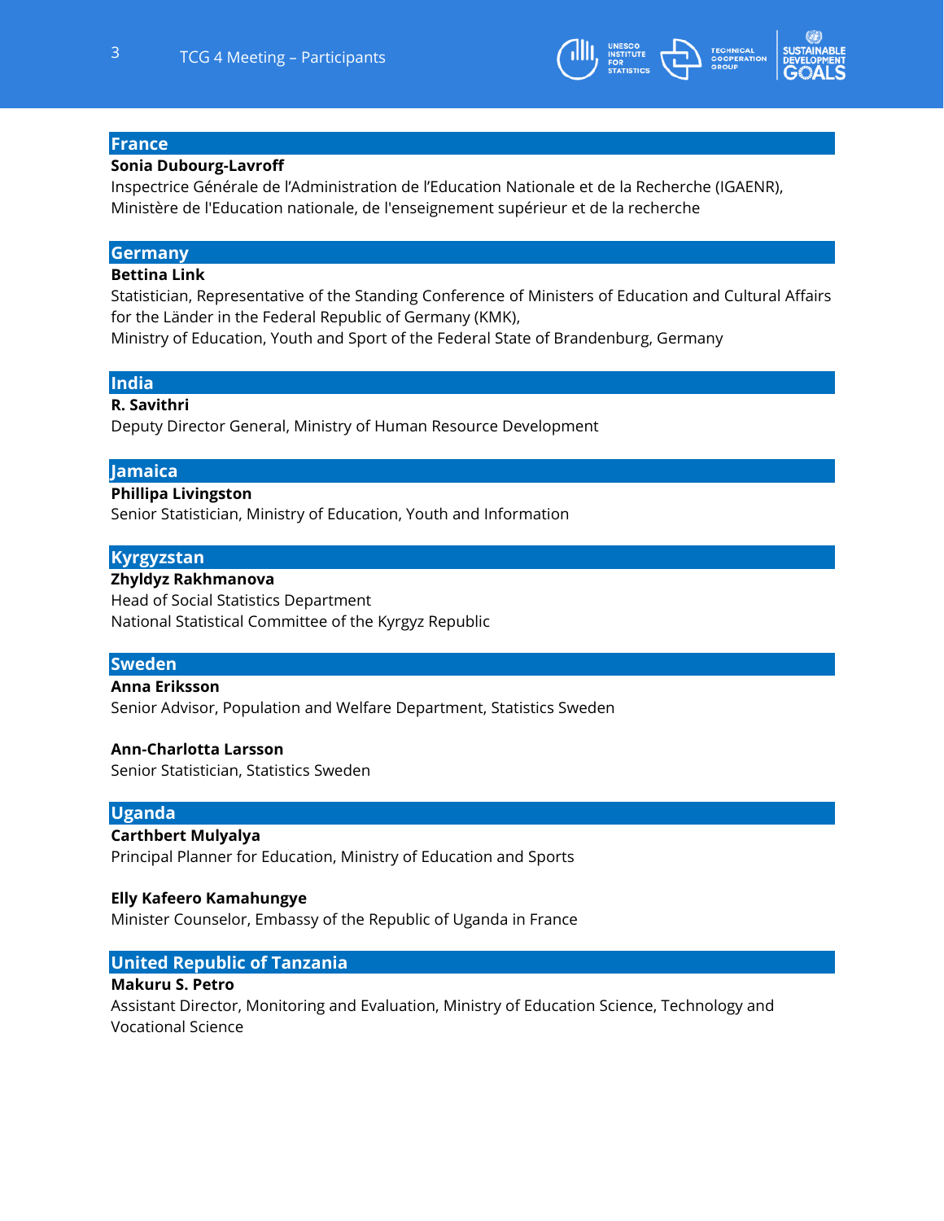## France

**Sonia Dubourg-Lavroff**
Inspectrice Générale de l'Administration de l'Education Nationale et de la Recherche (IGAENR), Ministère de l'Education nationale, de l'enseignement supérieur et de la recherche

## Germany

**Bettina Link**
Statistician, Representative of the Standing Conference of Ministers of Education and Cultural Affairs for the Länder in the Federal Republic of Germany (KMK),
Ministry of Education, Youth and Sport of the Federal State of Brandenburg, Germany

## India

**R. Savithri**
Deputy Director General, Ministry of Human Resource Development

## Jamaica

**Phillipa Livingston**
Senior Statistician, Ministry of Education, Youth and Information

## Kyrgyzstan

**Zhyldyz Rakhmanova**
Head of Social Statistics Department
National Statistical Committee of the Kyrgyz Republic

## Sweden

**Anna Eriksson**
Senior Advisor, Population and Welfare Department, Statistics Sweden

**Ann-Charlotta Larsson**
Senior Statistician, Statistics Sweden

## Uganda

**Carthbert Mulyalya**
Principal Planner for Education, Ministry of Education and Sports

**Elly Kafeero Kamahungye**
Minister Counselor, Embassy of the Republic of Uganda in France

## United Republic of Tanzania

**Makuru S. Petro**
Assistant Director, Monitoring and Evaluation, Ministry of Education Science, Technology and Vocational Science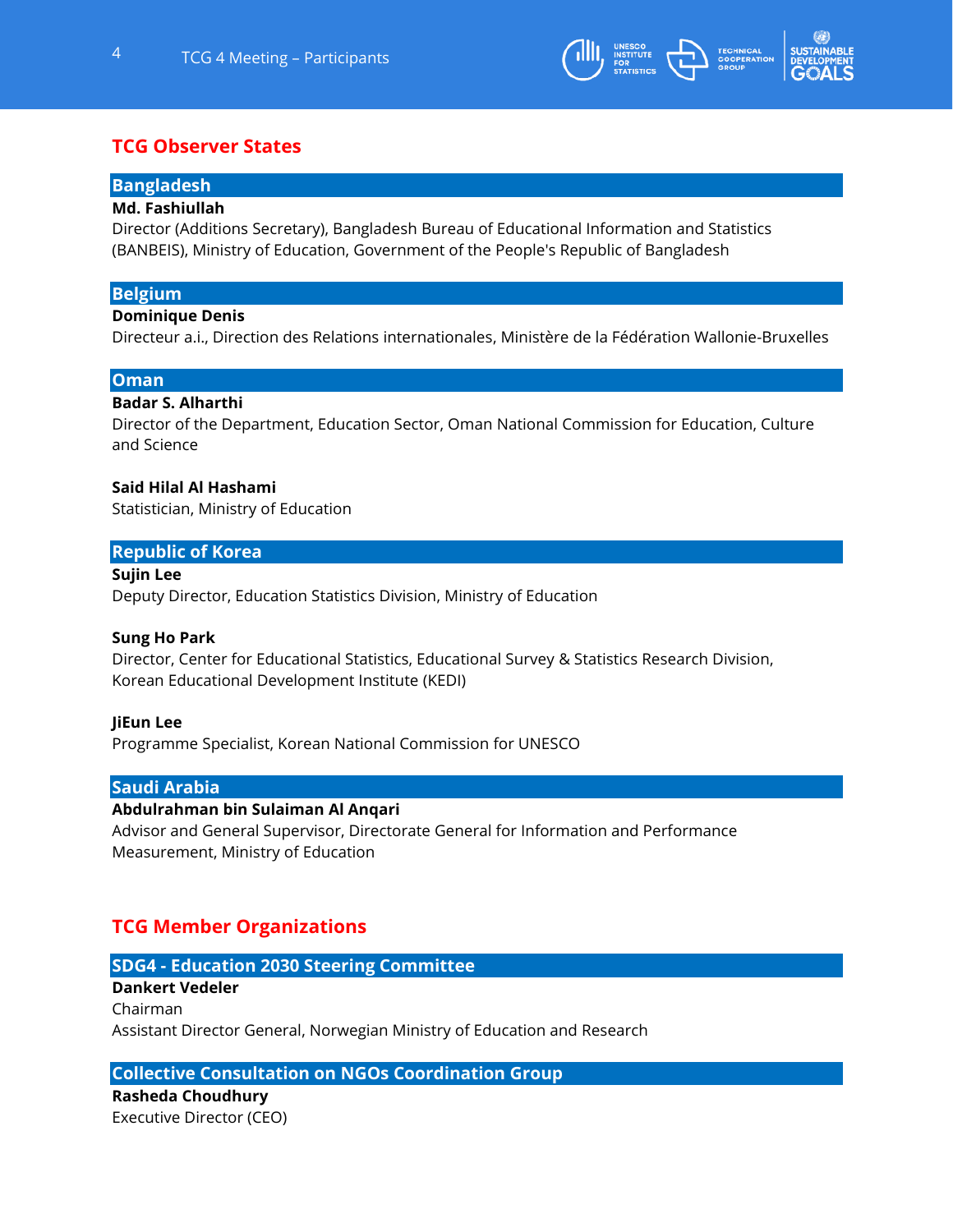## TCG Observer States

### Bangladesh

**Md. Fashiullah**
Director (Additions Secretary), Bangladesh Bureau of Educational Information and Statistics (BANBEIS), Ministry of Education, Government of the People's Republic of Bangladesh

### Belgium

**Dominique Denis**
Directeur a.i., Direction des Relations internationales, Ministère de la Fédération Wallonie-Bruxelles

### Oman

**Badar S. Alharthi**
Director of the Department, Education Sector, Oman National Commission for Education, Culture and Science

**Said Hilal Al Hashami**
Statistician, Ministry of Education

### Republic of Korea

**Sujin Lee**
Deputy Director, Education Statistics Division, Ministry of Education

**Sung Ho Park**
Director, Center for Educational Statistics, Educational Survey & Statistics Research Division, Korean Educational Development Institute (KEDI)

**JiEun Lee**
Programme Specialist, Korean National Commission for UNESCO

### Saudi Arabia

**Abdulrahman bin Sulaiman Al Anqari**
Advisor and General Supervisor, Directorate General for Information and Performance Measurement, Ministry of Education

## TCG Member Organizations

### SDG4 - Education 2030 Steering Committee

**Dankert Vedeler**
Chairman
Assistant Director General, Norwegian Ministry of Education and Research

### Collective Consultation on NGOs Coordination Group

**Rasheda Choudhury**
Executive Director (CEO)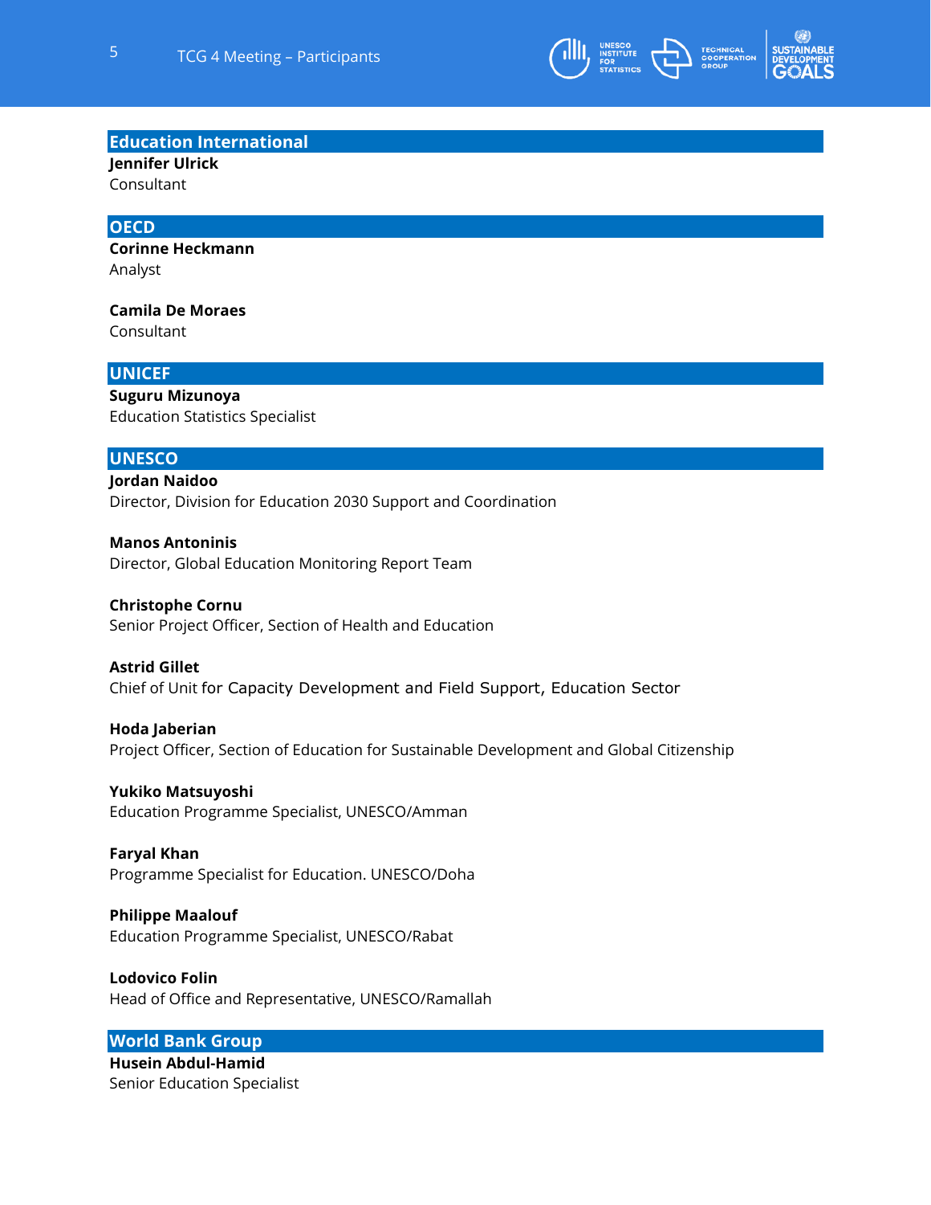## Education International

**Jennifer Ulrick**
Consultant

## OECD

**Corinne Heckmann**
Analyst

**Camila De Moraes**
Consultant

## UNICEF

**Suguru Mizunoya**
Education Statistics Specialist

## UNESCO

**Jordan Naidoo**
Director, Division for Education 2030 Support and Coordination

**Manos Antoninis**
Director, Global Education Monitoring Report Team

**Christophe Cornu**
Senior Project Officer, Section of Health and Education

**Astrid Gillet**
Chief of Unit for Capacity Development and Field Support, Education Sector

**Hoda Jaberian**
Project Officer, Section of Education for Sustainable Development and Global Citizenship

**Yukiko Matsuyoshi**
Education Programme Specialist, UNESCO/Amman

**Faryal Khan**
Programme Specialist for Education. UNESCO/Doha

**Philippe Maalouf**
Education Programme Specialist, UNESCO/Rabat

**Lodovico Folin**
Head of Office and Representative, UNESCO/Ramallah

## World Bank Group

**Husein Abdul-Hamid**
Senior Education Specialist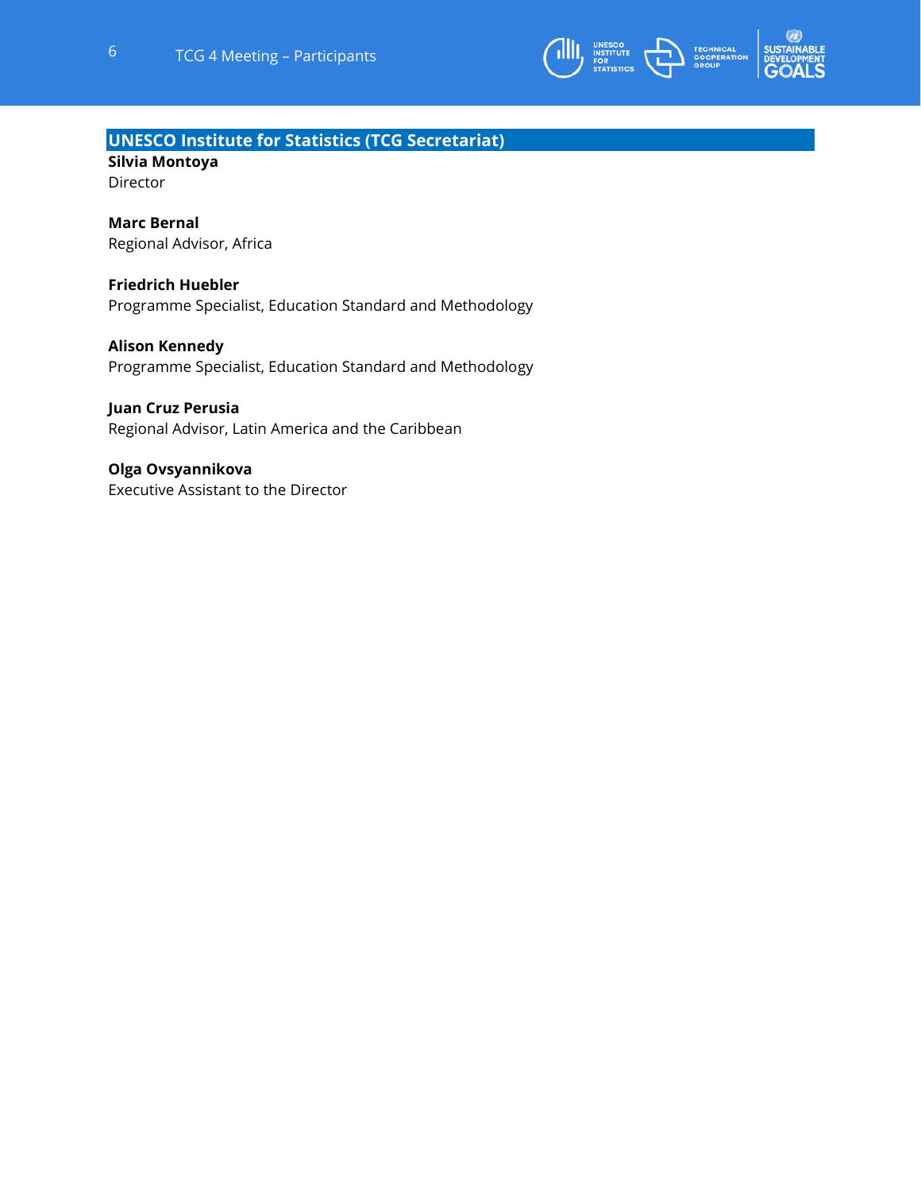## UNESCO Institute for Statistics (TCG Secretariat)

**Silvia Montoya**
Director

**Marc Bernal**
Regional Advisor, Africa

**Friedrich Huebler**
Programme Specialist, Education Standard and Methodology

**Alison Kennedy**
Programme Specialist, Education Standard and Methodology

**Juan Cruz Perusia**
Regional Advisor, Latin America and the Caribbean

**Olga Ovsyannikova**
Executive Assistant to the Director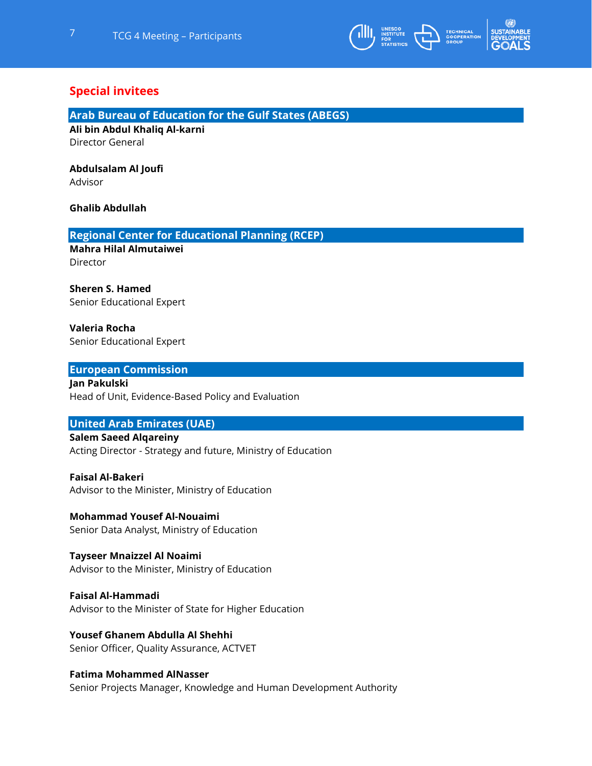## Special invitees

### Arab Bureau of Education for the Gulf States (ABEGS)

**Ali bin Abdul Khaliq Al-karni**
Director General

**Abdulsalam Al Joufi**
Advisor

**Ghalib Abdullah**

### Regional Center for Educational Planning (RCEP)

**Mahra Hilal Almutaiwei**
Director

**Sheren S. Hamed**
Senior Educational Expert

**Valeria Rocha**
Senior Educational Expert

### European Commission

**Jan Pakulski**
Head of Unit, Evidence-Based Policy and Evaluation

### United Arab Emirates (UAE)

**Salem Saeed Alqareiny**
Acting Director - Strategy and future, Ministry of Education

**Faisal Al-Bakeri**
Advisor to the Minister, Ministry of Education

**Mohammad Yousef Al-Nouaimi**
Senior Data Analyst, Ministry of Education

**Tayseer Mnaizzel Al Noaimi**
Advisor to the Minister, Ministry of Education

**Faisal Al-Hammadi**
Advisor to the Minister of State for Higher Education

**Yousef Ghanem Abdulla Al Shehhi**
Senior Officer, Quality Assurance, ACTVET

**Fatima Mohammed AlNasser**
Senior Projects Manager, Knowledge and Human Development Authority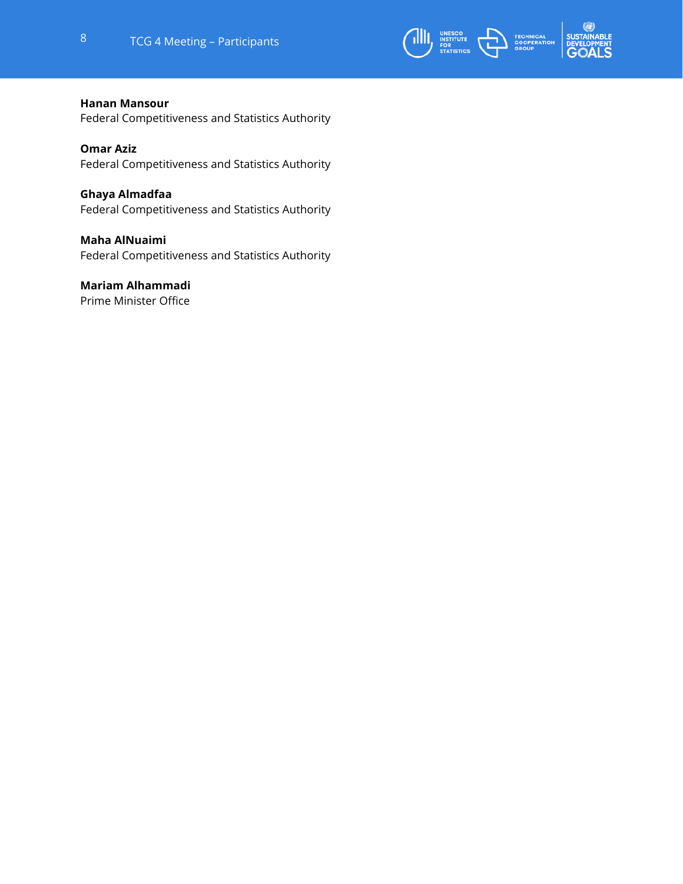**Hanan Mansour**
Federal Competitiveness and Statistics Authority

**Omar Aziz**
Federal Competitiveness and Statistics Authority

**Ghaya Almadfaa**
Federal Competitiveness and Statistics Authority

**Maha AlNuaimi**
Federal Competitiveness and Statistics Authority

**Mariam Alhammadi**
Prime Minister Office